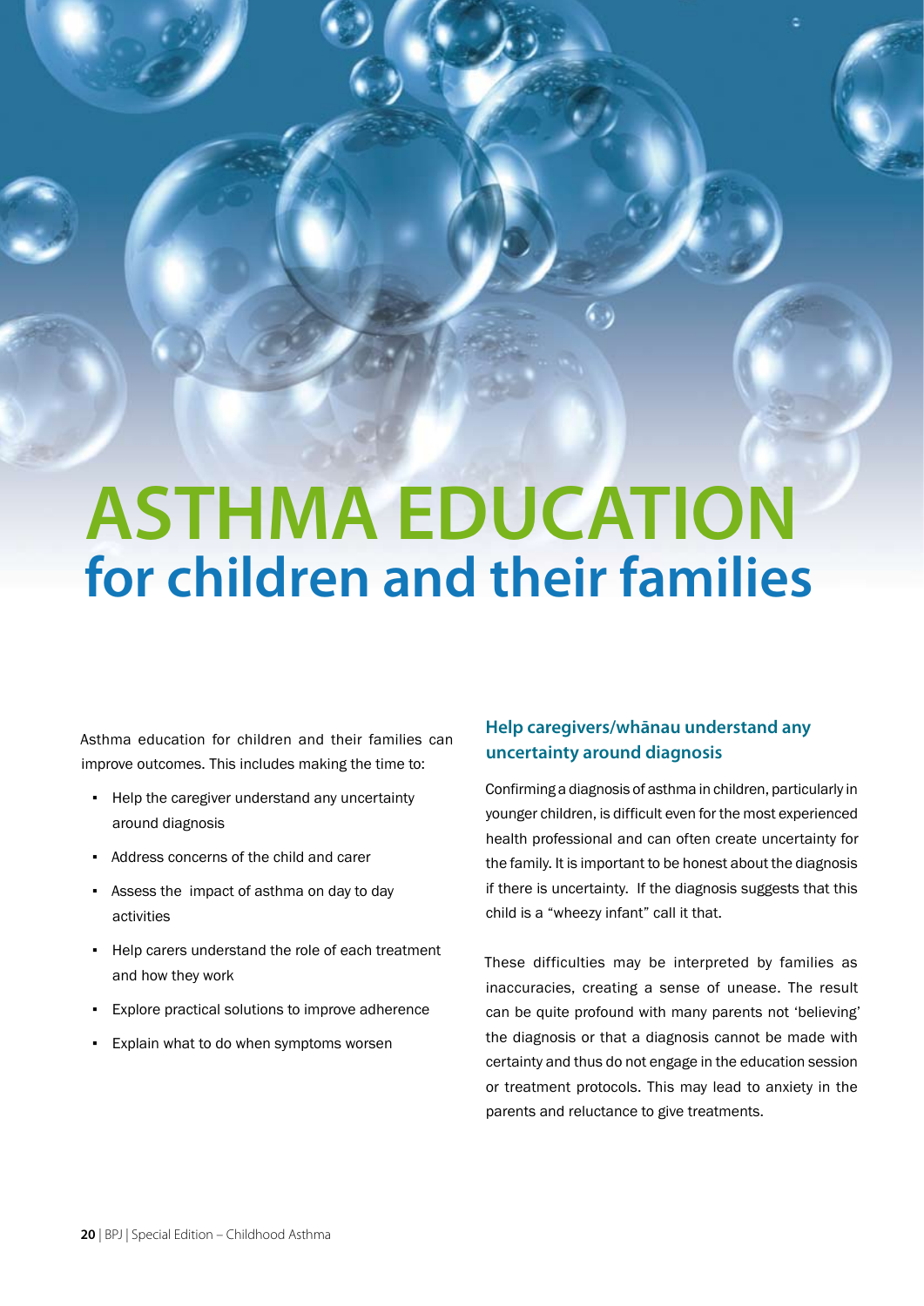# ASTHMA EDUCATION for children and their families

Asthma education for children and their families can improve outcomes. This includes making the time to:

- Help the caregiver understand any uncertainty around diagnosis
- Address concerns of the child and carer
- Assess the impact of asthma on day to day activities
- Help carers understand the role of each treatment and how they work
- Explore practical solutions to improve adherence
- Explain what to do when symptoms worsen

## Help caregivers/whānau understand any uncertainty around diagnosis

Confirming a diagnosis of asthma in children, particularly in younger children, is difficult even for the most experienced health professional and can often create uncertainty for the family. It is important to be honest about the diagnosis if there is uncertainty. If the diagnosis suggests that this child is a "wheezy infant" call it that.

These difficulties may be interpreted by families as inaccuracies, creating a sense of unease. The result can be quite profound with many parents not 'believing' the diagnosis or that a diagnosis cannot be made with certainty and thus do not engage in the education session or treatment protocols. This may lead to anxiety in the parents and reluctance to give treatments.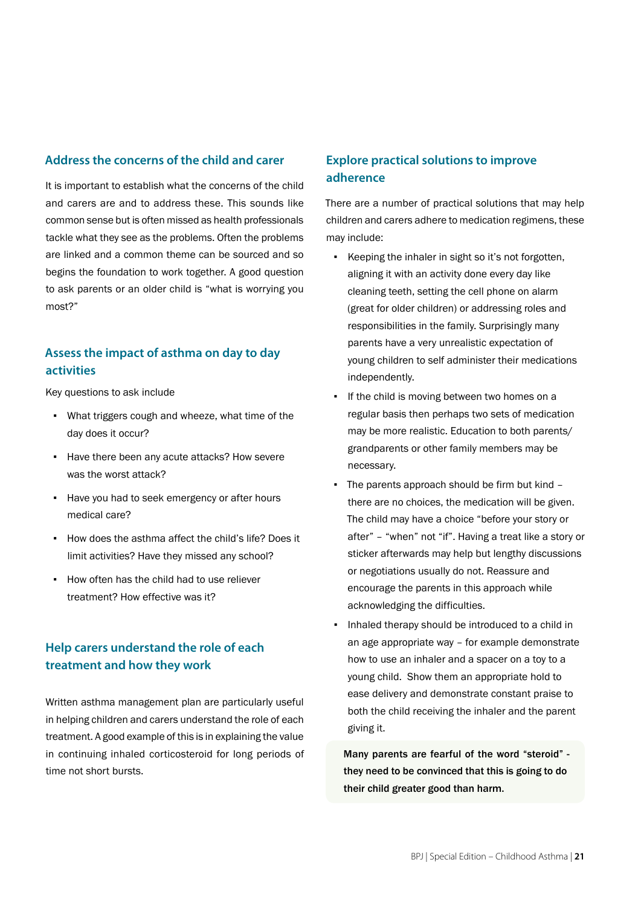## Address the concerns of the child and carer

It is important to establish what the concerns of the child and carers are and to address these. This sounds like common sense but is often missed as health professionals tackle what they see as the problems. Often the problems are linked and a common theme can be sourced and so begins the foundation to work together. A good question to ask parents or an older child is "what is worrying you most?"

## Assess the impact of asthma on day to day activities

Key questions to ask include

- What triggers cough and wheeze, what time of the day does it occur?
- Have there been any acute attacks? How severe was the worst attack?
- Have you had to seek emergency or after hours medical care?
- How does the asthma affect the child's life? Does it limit activities? Have they missed any school?
- How often has the child had to use reliever treatment? How effective was it?

## Help carers understand the role of each treatment and how they work

Written asthma management plan are particularly useful in helping children and carers understand the role of each treatment. A good example of this is in explaining the value in continuing inhaled corticosteroid for long periods of time not short bursts.

## Explore practical solutions to improve adherence

There are a number of practical solutions that may help children and carers adhere to medication regimens, these may include:

- Keeping the inhaler in sight so it's not forgotten, aligning it with an activity done every day like cleaning teeth, setting the cell phone on alarm (great for older children) or addressing roles and responsibilities in the family. Surprisingly many parents have a very unrealistic expectation of young children to self administer their medications independently.
- If the child is moving between two homes on a regular basis then perhaps two sets of medication may be more realistic. Education to both parents/ grandparents or other family members may be necessary.
- The parents approach should be firm but kind – there are no choices, the medication will be given. The child may have a choice "before your story or after" – "when" not "if". Having a treat like a story or sticker afterwards may help but lengthy discussions or negotiations usually do not. Reassure and encourage the parents in this approach while acknowledging the difficulties.
- Inhaled therapy should be introduced to a child in an age appropriate way – for example demonstrate how to use an inhaler and a spacer on a toy to a young child. Show them an appropriate hold to ease delivery and demonstrate constant praise to both the child receiving the inhaler and the parent giving it.

**Many parents are fearful of the word "steroid" - they need to be convinced that this is going to do their child greater good than harm.**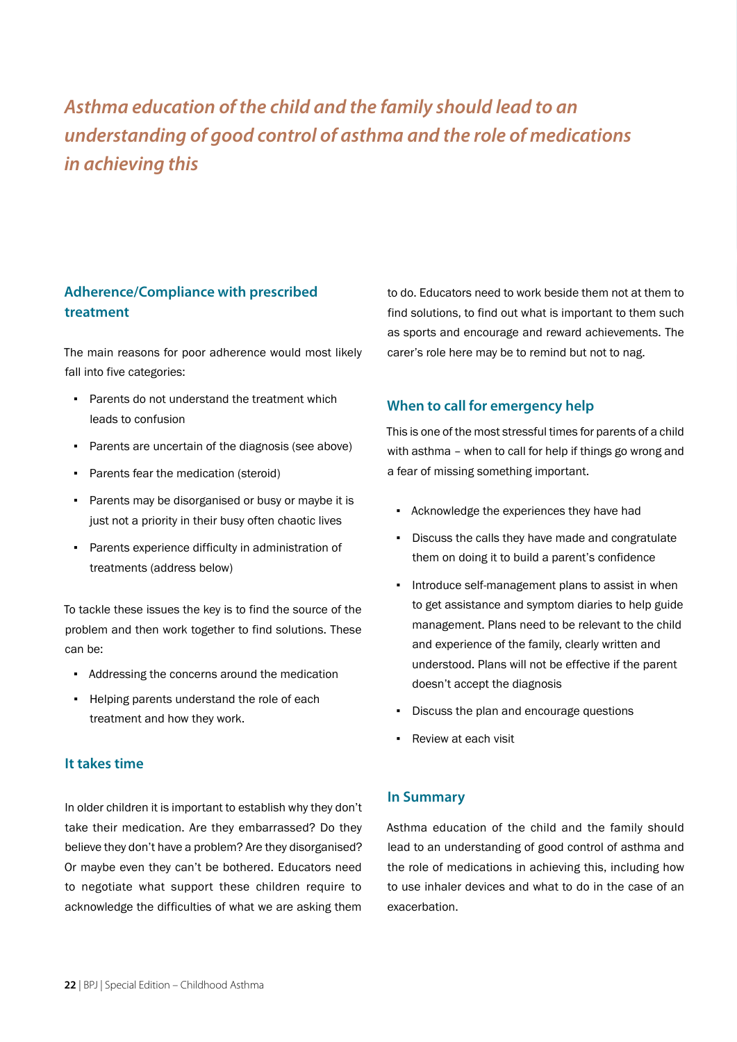*Asthma education of the child and the family should lead to an understanding of good control of asthma and the role of medications in achieving this*

## Adherence/Compliance with prescribed treatment

The main reasons for poor adherence would most likely fall into five categories:

- Parents do not understand the treatment which leads to confusion
- Parents are uncertain of the diagnosis (see above)
- Parents fear the medication (steroid)
- Parents may be disorganised or busy or maybe it is just not a priority in their busy often chaotic lives
- Parents experience difficulty in administration of treatments (address below)

To tackle these issues the key is to find the source of the problem and then work together to find solutions. These can be:

- Addressing the concerns around the medication
- Helping parents understand the role of each treatment and how they work.

## It takes time

In older children it is important to establish why they don't take their medication. Are they embarrassed? Do they believe they don't have a problem? Are they disorganised? Or maybe even they can't be bothered. Educators need to negotiate what support these children require to acknowledge the difficulties of what we are asking them to do. Educators need to work beside them not at them to find solutions, to find out what is important to them such as sports and encourage and reward achievements. The carer's role here may be to remind but not to nag.

## When to call for emergency help

This is one of the most stressful times for parents of a child with asthma – when to call for help if things go wrong and a fear of missing something important.

- Acknowledge the experiences they have had
- Discuss the calls they have made and congratulate them on doing it to build a parent's confidence
- Introduce self-management plans to assist in when to get assistance and symptom diaries to help guide management. Plans need to be relevant to the child and experience of the family, clearly written and understood. Plans will not be effective if the parent doesn't accept the diagnosis
- Discuss the plan and encourage questions
- Review at each visit

## In Summary

Asthma education of the child and the family should lead to an understanding of good control of asthma and the role of medications in achieving this, including how to use inhaler devices and what to do in the case of an exacerbation.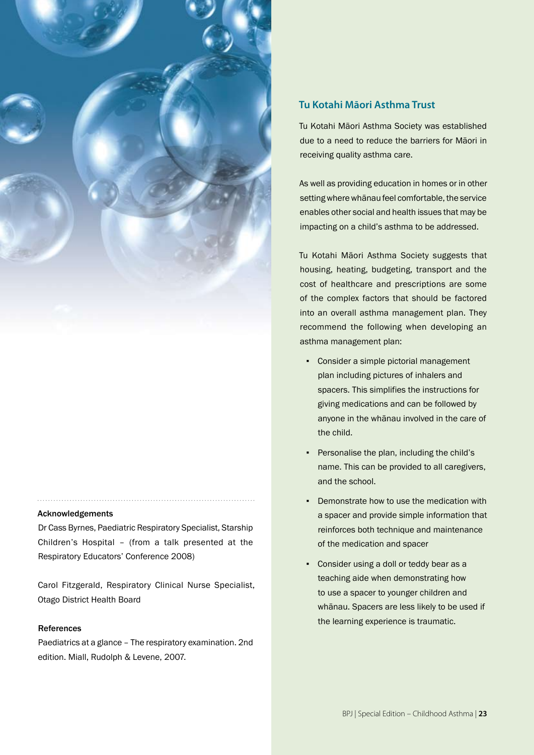## Tu Kotahi Māori Asthma Trust

Tu Kotahi Māori Asthma Society was established due to a need to reduce the barriers for Māori in receiving quality asthma care.

As well as providing education in homes or in other setting where whānau feel comfortable, the service enables other social and health issues that may be impacting on a child's asthma to be addressed.

Tu Kotahi Māori Asthma Society suggests that housing, heating, budgeting, transport and the cost of healthcare and prescriptions are some of the complex factors that should be factored into an overall asthma management plan. They recommend the following when developing an asthma management plan:

- Consider a simple pictorial management plan including pictures of inhalers and spacers. This simplifies the instructions for giving medications and can be followed by anyone in the whānau involved in the care of the child.
- Personalise the plan, including the child's name. This can be provided to all caregivers, and the school.
- Demonstrate how to use the medication with a spacer and provide simple information that reinforces both technique and maintenance of the medication and spacer
- Consider using a doll or teddy bear as a teaching aide when demonstrating how to use a spacer to younger children and whānau. Spacers are less likely to be used if the learning experience is traumatic.

**Acknowledgements**

Dr Cass Byrnes, Paediatric Respiratory Specialist, Starship Children's Hospital – (from a talk presented at the Respiratory Educators' Conference 2008)

Carol Fitzgerald, Respiratory Clinical Nurse Specialist, Otago District Health Board

**References**

Paediatrics at a glance – The respiratory examination. 2nd edition. Miall, Rudolph & Levene, 2007.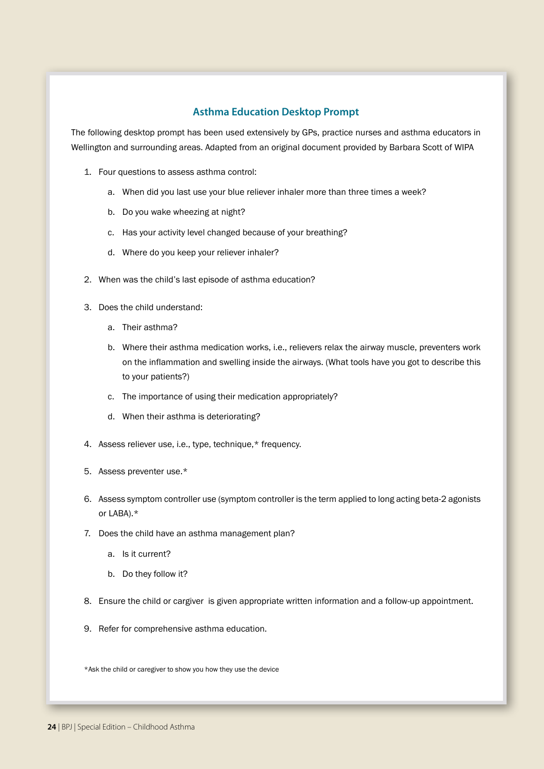## Asthma Education Desktop Prompt

The following desktop prompt has been used extensively by GPs, practice nurses and asthma educators in Wellington and surrounding areas. Adapted from an original document provided by Barbara Scott of WIPA

1. Four questions to assess asthma control:
   a. When did you last use your blue reliever inhaler more than three times a week?
   b. Do you wake wheezing at night?
   c. Has your activity level changed because of your breathing?
   d. Where do you keep your reliever inhaler?
2. When was the child's last episode of asthma education?
3. Does the child understand:
   a. Their asthma?
   b. Where their asthma medication works, i.e., relievers relax the airway muscle, preventers work on the inflammation and swelling inside the airways. (What tools have you got to describe this to your patients?)
   c. The importance of using their medication appropriately?
   d. When their asthma is deteriorating?
4. Assess reliever use, i.e., type, technique,* frequency.
5. Assess preventer use.*
6. Assess symptom controller use (symptom controller is the term applied to long acting beta-2 agonists or LABA).*
7. Does the child have an asthma management plan?
   a. Is it current?
   b. Do they follow it?
8. Ensure the child or cargiver is given appropriate written information and a follow-up appointment.
9. Refer for comprehensive asthma education.

*Ask the child or caregiver to show you how they use the device